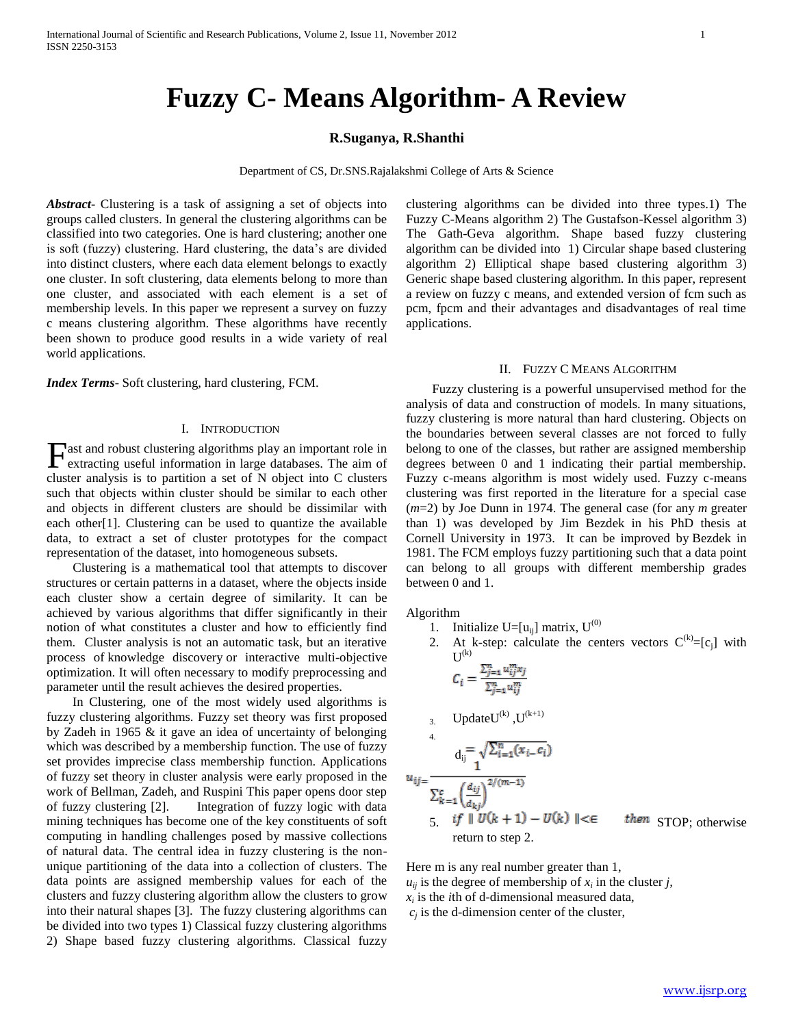# Fuzzy C- Means Algorithm- A Review

**R.Suganya, R.Shanthi**

Department of CS, Dr.SNS.Rajalakshmi College of Arts & Science

***Abstract***- Clustering is a task of assigning a set of objects into groups called clusters. In general the clustering algorithms can be classified into two categories. One is hard clustering; another one is soft (fuzzy) clustering. Hard clustering, the data's are divided into distinct clusters, where each data element belongs to exactly one cluster. In soft clustering, data elements belong to more than one cluster, and associated with each element is a set of membership levels. In this paper we represent a survey on fuzzy c means clustering algorithm. These algorithms have recently been shown to produce good results in a wide variety of real world applications.

***Index Terms***- Soft clustering, hard clustering, FCM.

## I. Introduction

Fast and robust clustering algorithms play an important role in extracting useful information in large databases. The aim of cluster analysis is to partition a set of N object into C clusters such that objects within cluster should be similar to each other and objects in different clusters are should be dissimilar with each other[1]. Clustering can be used to quantize the available data, to extract a set of cluster prototypes for the compact representation of the dataset, into homogeneous subsets.

Clustering is a mathematical tool that attempts to discover structures or certain patterns in a dataset, where the objects inside each cluster show a certain degree of similarity. It can be achieved by various algorithms that differ significantly in their notion of what constitutes a cluster and how to efficiently find them. Cluster analysis is not an automatic task, but an iterative process of knowledge discovery or interactive multi-objective optimization. It will often necessary to modify preprocessing and parameter until the result achieves the desired properties.

In Clustering, one of the most widely used algorithms is fuzzy clustering algorithms. Fuzzy set theory was first proposed by Zadeh in 1965 & it gave an idea of uncertainty of belonging which was described by a membership function. The use of fuzzy set provides imprecise class membership function. Applications of fuzzy set theory in cluster analysis were early proposed in the work of Bellman, Zadeh, and Ruspini This paper opens door step of fuzzy clustering [2]. Integration of fuzzy logic with data mining techniques has become one of the key constituents of soft computing in handling challenges posed by massive collections of natural data. The central idea in fuzzy clustering is the non-unique partitioning of the data into a collection of clusters. The data points are assigned membership values for each of the clusters and fuzzy clustering algorithm allow the clusters to grow into their natural shapes [3]. The fuzzy clustering algorithms can be divided into two types 1) Classical fuzzy clustering algorithms 2) Shape based fuzzy clustering algorithms. Classical fuzzy clustering algorithms can be divided into three types.1) The Fuzzy C-Means algorithm 2) The Gustafson-Kessel algorithm 3) The Gath-Geva algorithm. Shape based fuzzy clustering algorithm can be divided into 1) Circular shape based clustering algorithm 2) Elliptical shape based clustering algorithm 3) Generic shape based clustering algorithm. In this paper, represent a review on fuzzy c means, and extended version of fcm such as pcm, fpcm and their advantages and disadvantages of real time applications.

## II. Fuzzy C Means Algorithm

Fuzzy clustering is a powerful unsupervised method for the analysis of data and construction of models. In many situations, fuzzy clustering is more natural than hard clustering. Objects on the boundaries between several classes are not forced to fully belong to one of the classes, but rather are assigned membership degrees between 0 and 1 indicating their partial membership. Fuzzy c-means algorithm is most widely used. Fuzzy c-means clustering was first reported in the literature for a special case ($m$=2) by Joe Dunn in 1974. The general case (for any $m$ greater than 1) was developed by Jim Bezdek in his PhD thesis at Cornell University in 1973. It can be improved by Bezdek in 1981. The FCM employs fuzzy partitioning such that a data point can belong to all groups with different membership grades between 0 and 1.

Algorithm

1. Initialize $U=[u_{ij}]$ matrix, $U^{(0)}$
2. At k-step: calculate the centers vectors $C^{(k)}=[c_j]$ with $U^{(k)}$

   $$C_i = \frac{\sum_{j=1}^{n} u_{ij}^{m} x_j}{\sum_{j=1}^{n} u_{ij}^{m}}$$

3. Update $U^{(k)}$ ,$U^{(k+1)}$
4. $$d_{ij} = \sqrt{\sum_{i=1}^{n}(x_i - c_i)}$$

   $$u_{ij} = \frac{1}{\sum_{k=1}^{c}\left(\frac{d_{ij}}{d_{kj}}\right)^{2/(m-1)}}$$

5. $if \ \| U(k+1) - U(k) \| < \in \quad then$ STOP; otherwise return to step 2.

Here m is any real number greater than 1,
$u_{ij}$ is the degree of membership of $x_i$ in the cluster $j$,
$x_i$ is the $i$th of d-dimensional measured data,
$c_j$ is the d-dimension center of the cluster,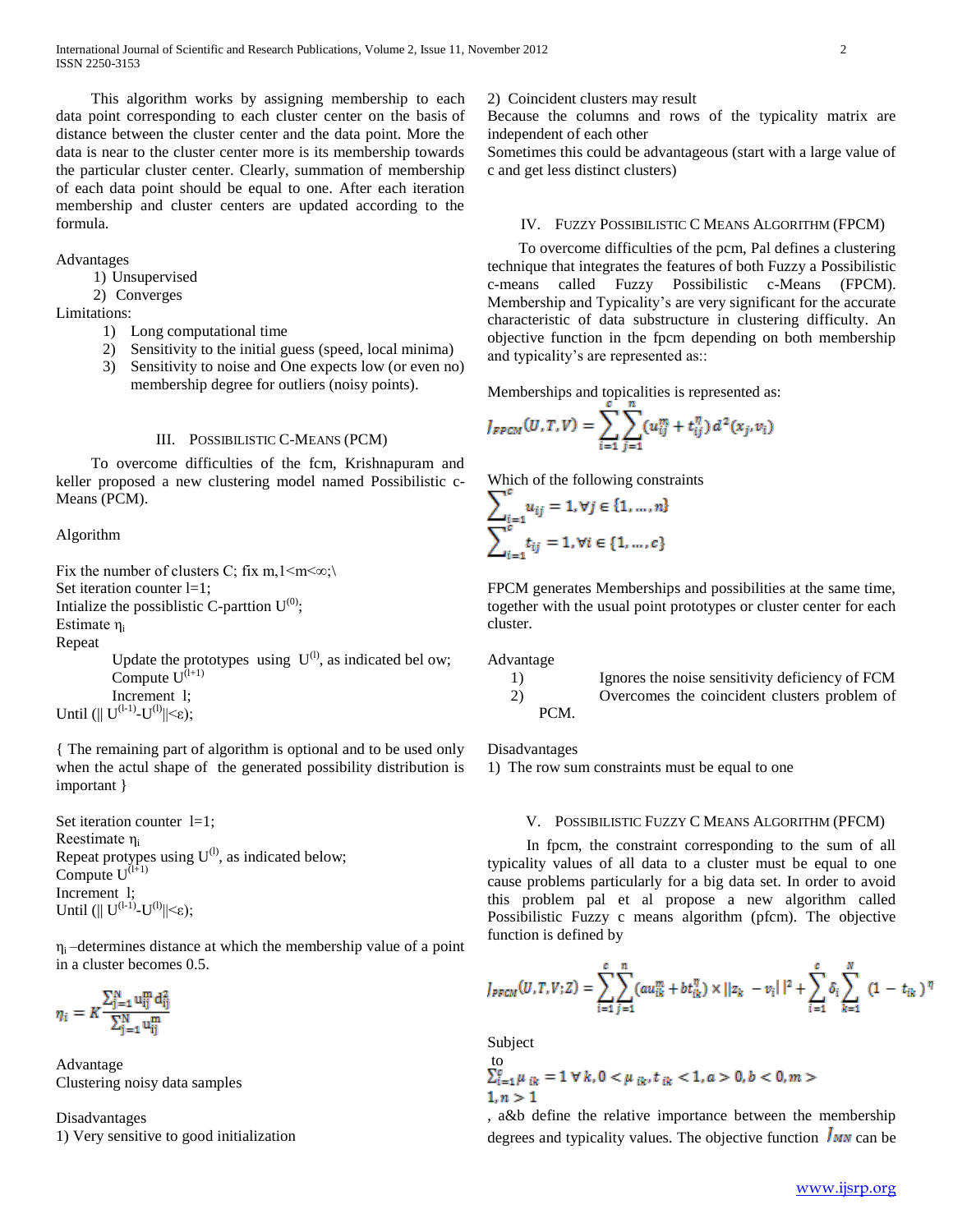This algorithm works by assigning membership to each data point corresponding to each cluster center on the basis of distance between the cluster center and the data point. More the data is near to the cluster center more is its membership towards the particular cluster center. Clearly, summation of membership of each data point should be equal to one. After each iteration membership and cluster centers are updated according to the formula.

Advantages

1) Unsupervised
2) Converges

Limitations:

1) Long computational time
2) Sensitivity to the initial guess (speed, local minima)
3) Sensitivity to noise and One expects low (or even no) membership degree for outliers (noisy points).

## III. Possibilistic C-Means (PCM)

To overcome difficulties of the fcm, Krishnapuram and keller proposed a new clustering model named Possibilistic c-Means (PCM).

Algorithm

Fix the number of clusters C; fix m,1<m<∞;\
Set iteration counter l=1;
Intialize the possiblistic C-parttion $U^{(0)}$;
Estimate $\eta_i$
Repeat
  Update the prototypes using $U^{(l)}$, as indicated bel ow;
  Compute $U^{(l+1)}$
  Increment l;
Until ($\| U^{(l-1)}-U^{(l)}\|<\varepsilon$);

{ The remaining part of algorithm is optional and to be used only when the actul shape of the generated possibility distribution is important }

Set iteration counter l=1;
Reestimate $\eta_i$
Repeat protypes using $U^{(l)}$, as indicated below;
Compute $U^{(l+1)}$
Increment l;
Until ($\| U^{(l-1)}-U^{(l)}\|<\varepsilon$);

$\eta_i$ –determines distance at which the membership value of a point in a cluster becomes 0.5.

$$\eta_i = K\frac{\sum_{j=1}^{N} u_{ij}^{m} d_{ij}^{2}}{\sum_{j=1}^{N} u_{ij}^{m}}$$

Advantage
Clustering noisy data samples

Disadvantages
1) Very sensitive to good initialization
2) Coincident clusters may result
Because the columns and rows of the typicality matrix are independent of each other
Sometimes this could be advantageous (start with a large value of c and get less distinct clusters)

## IV. Fuzzy Possibilistic C Means Algorithm (FPCM)

To overcome difficulties of the pcm, Pal defines a clustering technique that integrates the features of both Fuzzy a Possibilistic c-means called Fuzzy Possibilistic c-Means (FPCM). Membership and Typicality's are very significant for the accurate characteristic of data substructure in clustering difficulty. An objective function in the fpcm depending on both membership and typicality's are represented as::

Memberships and topicalities is represented as:

$$J_{FPCM}(U,T,V) = \sum_{i=1}^{c}\sum_{j=1}^{n}(u_{ij}^{m} + t_{ij}^{\eta})\, d^{2}(x_j, v_i)$$

Which of the following constraints

$$\sum_{i=1}^{c} u_{ij} = 1, \forall j \in \{1,\ldots,n\}$$
$$\sum_{i=1}^{c} t_{ij} = 1, \forall i \in \{1,\ldots,c\}$$

FPCM generates Memberships and possibilities at the same time, together with the usual point prototypes or cluster center for each cluster.

Advantage

1) Ignores the noise sensitivity deficiency of FCM
2) Overcomes the coincident clusters problem of PCM.

Disadvantages
1) The row sum constraints must be equal to one

## V. Possibilistic Fuzzy C Means Algorithm (PFCM)

In fpcm, the constraint corresponding to the sum of all typicality values of all data to a cluster must be equal to one cause problems particularly for a big data set. In order to avoid this problem pal et al propose a new algorithm called Possibilistic Fuzzy c means algorithm (pfcm). The objective function is defined by

$$J_{PFCM}(U,T,V;Z) = \sum_{i=1}^{c}\sum_{j=1}^{n}(au_{ik}^{m} + bt_{ik}^{\eta}) \times \|z_k - v_i\|^2 + \sum_{i=1}^{c}\delta_i \sum_{k=1}^{N}(1 - t_{ik})^{\eta}$$

Subject to

$\sum_{i=1}^{c}\mu_{ik} = 1\ \forall k, 0 < \mu_{ik}, t_{ik} < 1, a > 0, b < 0, m > 1, n > 1$

, a&b define the relative importance between the membership degrees and typicality values. The objective function $J_{MN}$ can be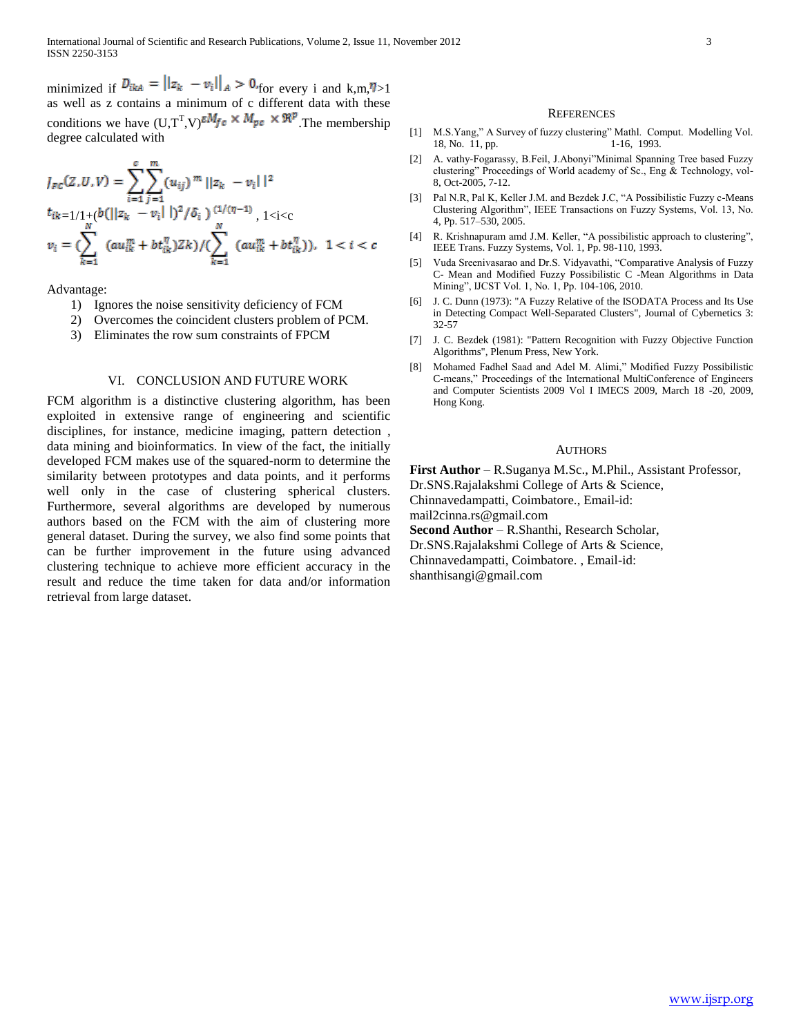minimized if $D_{ikA} = \|z_k - v_i\|_A > 0$, for every i and k,m,$\eta$>1 as well as z contains a minimum of c different data with these conditions we have (U,T$^T$,V)$\varepsilon M_{fc} \times M_{pc} \times \Re^p$.The membership degree calculated with

$$J_{FC}(Z,U,V) = \sum_{i=1}^{c}\sum_{j=1}^{m}(u_{ij})^m \|z_k - v_i\|^2$$

$t_{ik}$=1/1+$(b(\|z_k - v_i\|)^2/\delta_i)^{(1/(\eta-1))}$, 1<i<c

$$v_i = (\sum_{k=1}^{N} (au_{ik}^m + bt_{ik}^\eta)Zk)/(\sum_{k=1}^{N} (au_{ik}^m + bt_{ik}^\eta)),\ 1 < i < c$$

Advantage:

1) Ignores the noise sensitivity deficiency of FCM
2) Overcomes the coincident clusters problem of PCM.
3) Eliminates the row sum constraints of FPCM

## VI. Conclusion and Future Work

FCM algorithm is a distinctive clustering algorithm, has been exploited in extensive range of engineering and scientific disciplines, for instance, medicine imaging, pattern detection , data mining and bioinformatics. In view of the fact, the initially developed FCM makes use of the squared-norm to determine the similarity between prototypes and data points, and it performs well only in the case of clustering spherical clusters. Furthermore, several algorithms are developed by numerous authors based on the FCM with the aim of clustering more general dataset. During the survey, we also find some points that can be further improvement in the future using advanced clustering technique to achieve more efficient accuracy in the result and reduce the time taken for data and/or information retrieval from large dataset.

## References

[1] M.S.Yang," A Survey of fuzzy clustering" Mathl. Comput. Modelling Vol. 18, No. 11, pp. 1-16, 1993.

[2] A. vathy-Fogarassy, B.Feil, J.Abonyi"Minimal Spanning Tree based Fuzzy clustering" Proceedings of World academy of Sc., Eng & Technology, vol-8, Oct-2005, 7-12.

[3] Pal N.R, Pal K, Keller J.M. and Bezdek J.C, "A Possibilistic Fuzzy c-Means Clustering Algorithm", IEEE Transactions on Fuzzy Systems, Vol. 13, No. 4, Pp. 517–530, 2005.

[4] R. Krishnapuram amd J.M. Keller, "A possibilistic approach to clustering", IEEE Trans. Fuzzy Systems, Vol. 1, Pp. 98-110, 1993.

[5] Vuda Sreenivasarao and Dr.S. Vidyavathi, "Comparative Analysis of Fuzzy C- Mean and Modified Fuzzy Possibilistic C -Mean Algorithms in Data Mining", IJCST Vol. 1, No. 1, Pp. 104-106, 2010.

[6] J. C. Dunn (1973): "A Fuzzy Relative of the ISODATA Process and Its Use in Detecting Compact Well-Separated Clusters", Journal of Cybernetics 3: 32-57

[7] J. C. Bezdek (1981): "Pattern Recognition with Fuzzy Objective Function Algorithms", Plenum Press, New York.

[8] Mohamed Fadhel Saad and Adel M. Alimi," Modified Fuzzy Possibilistic C-means," Proceedings of the International MultiConference of Engineers and Computer Scientists 2009 Vol I IMECS 2009, March 18 -20, 2009, Hong Kong.

## Authors

**First Author** – R.Suganya M.Sc., M.Phil., Assistant Professor, Dr.SNS.Rajalakshmi College of Arts & Science, Chinnavedampatti, Coimbatore., Email-id: mail2cinna.rs@gmail.com

**Second Author** – R.Shanthi, Research Scholar, Dr.SNS.Rajalakshmi College of Arts & Science, Chinnavedampatti, Coimbatore. , Email-id: shanthisangi@gmail.com